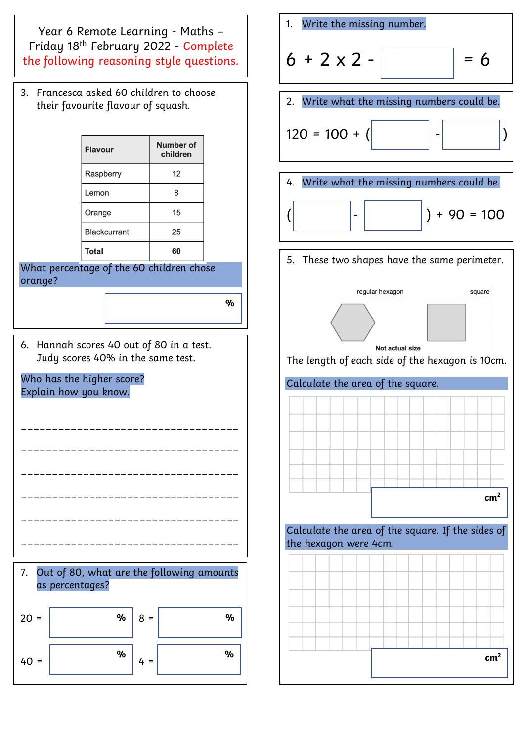Year 6 Remote Learning - Maths – Friday 18th February 2022 - Complete the following reasoning style questions.

1. Write the missing number.

$6 + 2 \times 2 - \square = 6$

2. Write what the missing numbers could be.

$120 = 100 + (\square - \square)$

3. Francesca asked 60 children to choose their favourite flavour of squash.

| Flavour | Number of children |
|---|---|
| Raspberry | 12 |
| Lemon | 8 |
| Orange | 15 |
| Blackcurrant | 25 |
| **Total** | **60** |

What percentage of the 60 children chose orange?

______ %

4. Write what the missing numbers could be.

$(\square - \square) + 90 = 100$

5. These two shapes have the same perimeter.

regular hexagon

square

Not actual size

The length of each side of the hexagon is 10cm.

Calculate the area of the square.

______ $cm^2$

Calculate the area of the square. If the sides of the hexagon were 4cm.

______ $cm^2$

6. Hannah scores 40 out of 80 in a test. Judy scores 40% in the same test.

Who has the higher score? Explain how you know.

___________________________________

___________________________________

___________________________________

___________________________________

___________________________________

___________________________________

7. Out of 80, what are the following amounts as percentages?

20 = ______ %

8 = ______ %

40 = ______ %

4 = ______ %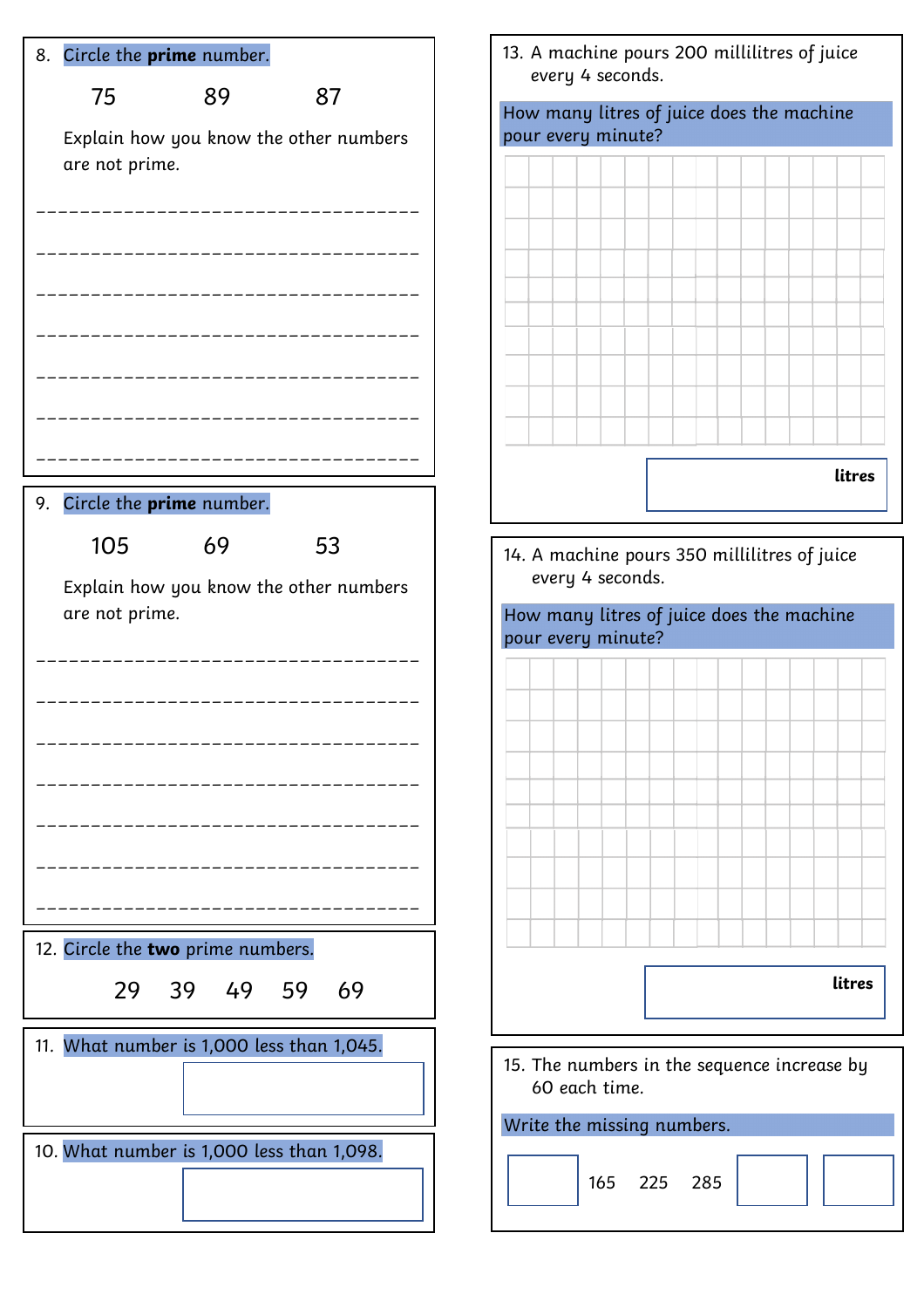8. Circle the **prime** number.

75    89    87

Explain how you know the other numbers are not prime.

___________________________________

___________________________________

___________________________________

___________________________________

___________________________________

___________________________________

___________________________________

9. Circle the **prime** number.

105    69    53

Explain how you know the other numbers are not prime.

___________________________________

___________________________________

___________________________________

___________________________________

___________________________________

___________________________________

___________________________________

12. Circle the **two** prime numbers.

29    39    49    59    69

11. What number is 1,000 less than 1,045.

10. What number is 1,000 less than 1,098.

13. A machine pours 200 millilitres of juice every 4 seconds.

How many litres of juice does the machine pour every minute?

**litres**

14. A machine pours 350 millilitres of juice every 4 seconds.

How many litres of juice does the machine pour every minute?

**litres**

15. The numbers in the sequence increase by 60 each time.

Write the missing numbers.

☐    165    225    285    ☐    ☐